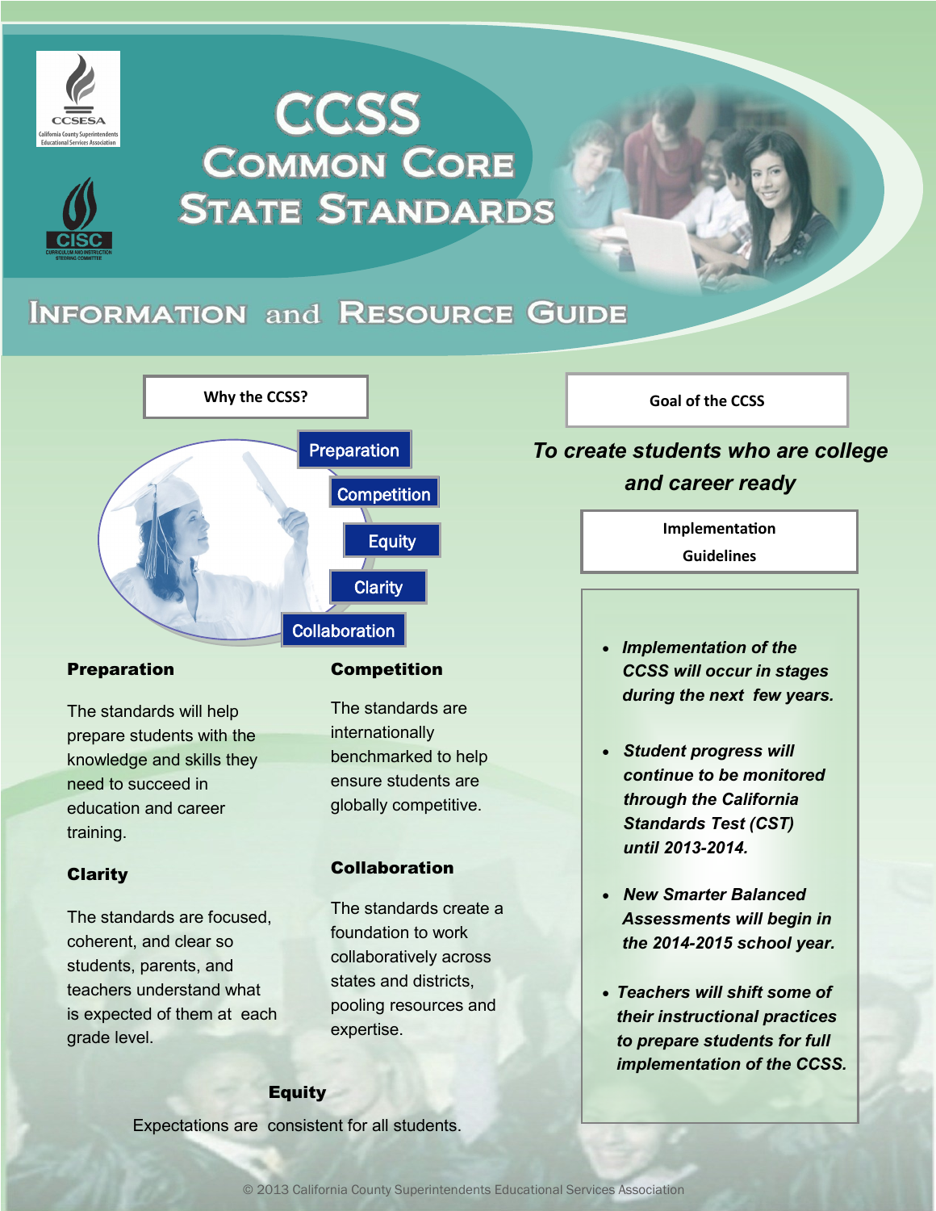# CCSS COMMON CORE STATE STANDARDS

## INFORMATION and RESOURCE GUIDE

### Why the CCSS?

- Preparation
- Competition
- Equity
- Clarity
- Collaboration

**Preparation**

The standards will help prepare students with the knowledge and skills they need to succeed in education and career training.

**Clarity**

The standards are focused, coherent, and clear so students, parents, and teachers understand what is expected of them at each grade level.

**Competition**

The standards are internationally benchmarked to help ensure students are globally competitive.

**Collaboration**

The standards create a foundation to work collaboratively across states and districts, pooling resources and expertise.

**Equity**

Expectations are consistent for all students.

### Goal of the CCSS

*To create students who are college and career ready*

### Implementation Guidelines

- ***Implementation of the CCSS will occur in stages during the next few years.***
- ***Student progress will continue to be monitored through the California Standards Test (CST) until 2013-2014.***
- ***New Smarter Balanced Assessments will begin in the 2014-2015 school year.***
- ***Teachers will shift some of their instructional practices to prepare students for full implementation of the CCSS.***

© 2013 California County Superintendents Educational Services Association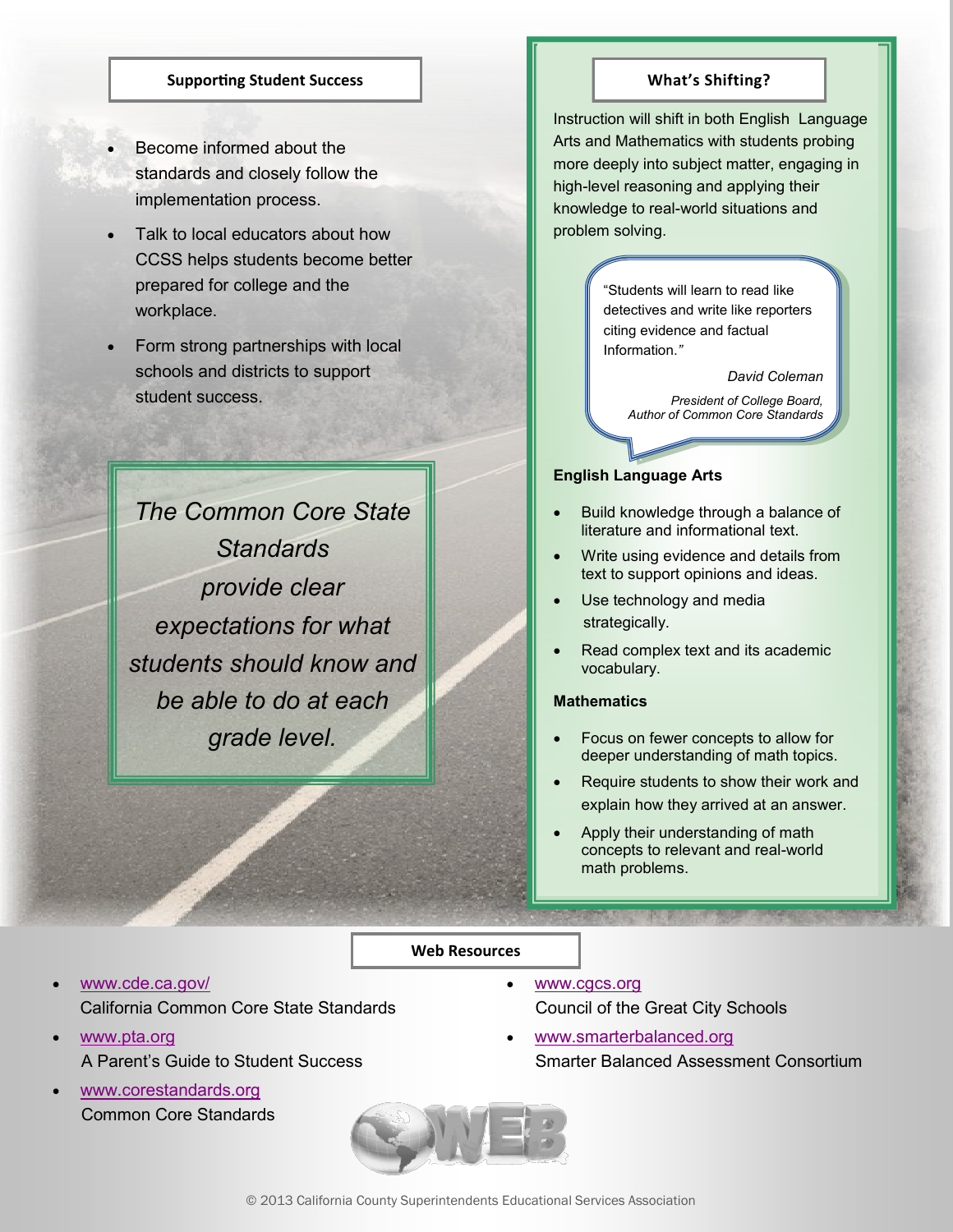## Supporting Student Success

- Become informed about the standards and closely follow the implementation process.
- Talk to local educators about how CCSS helps students become better prepared for college and the workplace.
- Form strong partnerships with local schools and districts to support student success.

*The Common Core State Standards provide clear expectations for what students should know and be able to do at each grade level.*

## What's Shifting?

Instruction will shift in both English Language Arts and Mathematics with students probing more deeply into subject matter, engaging in high-level reasoning and applying their knowledge to real-world situations and problem solving.

> "Students will learn to read like detectives and write like reporters citing evidence and factual Information."
>
> *David Coleman*
>
> *President of College Board, Author of Common Core Standards*

**English Language Arts**

- Build knowledge through a balance of literature and informational text.
- Write using evidence and details from text to support opinions and ideas.
- Use technology and media strategically.
- Read complex text and its academic vocabulary.

**Mathematics**

- Focus on fewer concepts to allow for deeper understanding of math topics.
- Require students to show their work and explain how they arrived at an answer.
- Apply their understanding of math concepts to relevant and real-world math problems.

## Web Resources

- www.cde.ca.gov/
  California Common Core State Standards
- www.pta.org
  A Parent's Guide to Student Success
- www.corestandards.org
  Common Core Standards
- www.cgcs.org
  Council of the Great City Schools
- www.smarterbalanced.org
  Smarter Balanced Assessment Consortium

© 2013 California County Superintendents Educational Services Association